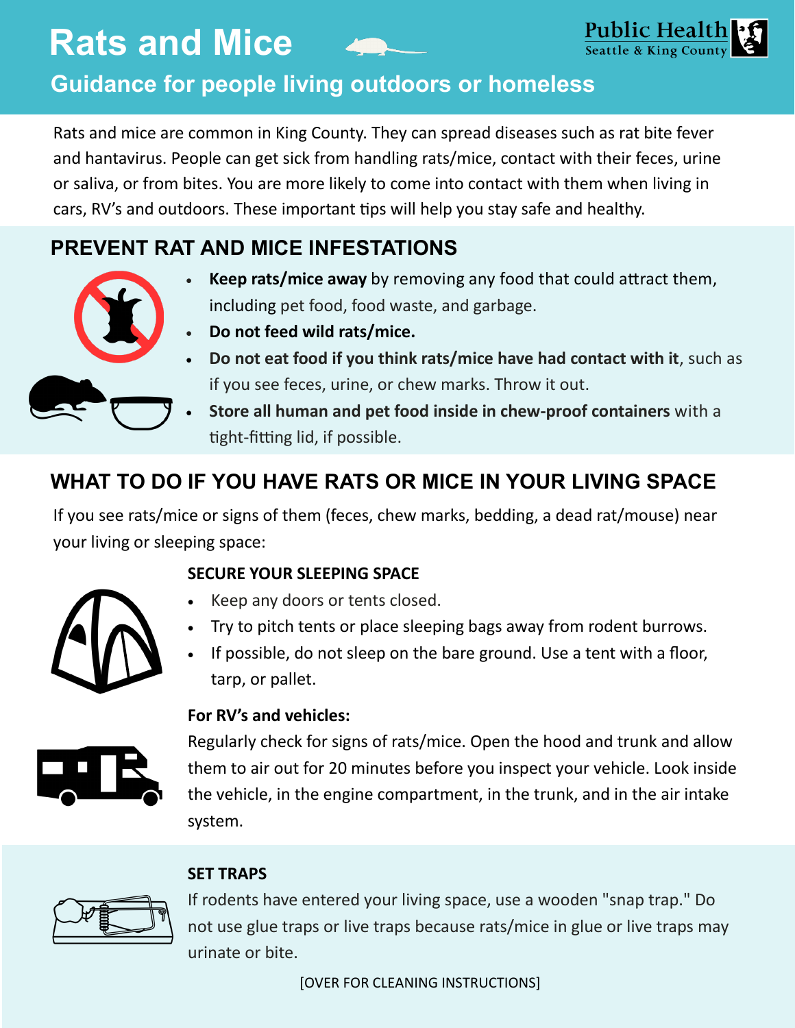# Rats and Mice

Public Health
Seattle & King County

## Guidance for people living outdoors or homeless

Rats and mice are common in King County. They can spread diseases such as rat bite fever and hantavirus. People can get sick from handling rats/mice, contact with their feces, urine or saliva, or from bites. You are more likely to come into contact with them when living in cars, RV's and outdoors. These important tips will help you stay safe and healthy.

## PREVENT RAT AND MICE INFESTATIONS

- **Keep rats/mice away** by removing any food that could attract them, including pet food, food waste, and garbage.
- **Do not feed wild rats/mice.**
- **Do not eat food if you think rats/mice have had contact with it**, such as if you see feces, urine, or chew marks. Throw it out.
- **Store all human and pet food inside in chew-proof containers** with a tight-fitting lid, if possible.

## WHAT TO DO IF YOU HAVE RATS OR MICE IN YOUR LIVING SPACE

If you see rats/mice or signs of them (feces, chew marks, bedding, a dead rat/mouse) near your living or sleeping space:

### SECURE YOUR SLEEPING SPACE

- Keep any doors or tents closed.
- Try to pitch tents or place sleeping bags away from rodent burrows.
- If possible, do not sleep on the bare ground. Use a tent with a floor, tarp, or pallet.

**For RV's and vehicles:**

Regularly check for signs of rats/mice. Open the hood and trunk and allow them to air out for 20 minutes before you inspect your vehicle. Look inside the vehicle, in the engine compartment, in the trunk, and in the air intake system.

### SET TRAPS

If rodents have entered your living space, use a wooden "snap trap." Do not use glue traps or live traps because rats/mice in glue or live traps may urinate or bite.

[OVER FOR CLEANING INSTRUCTIONS]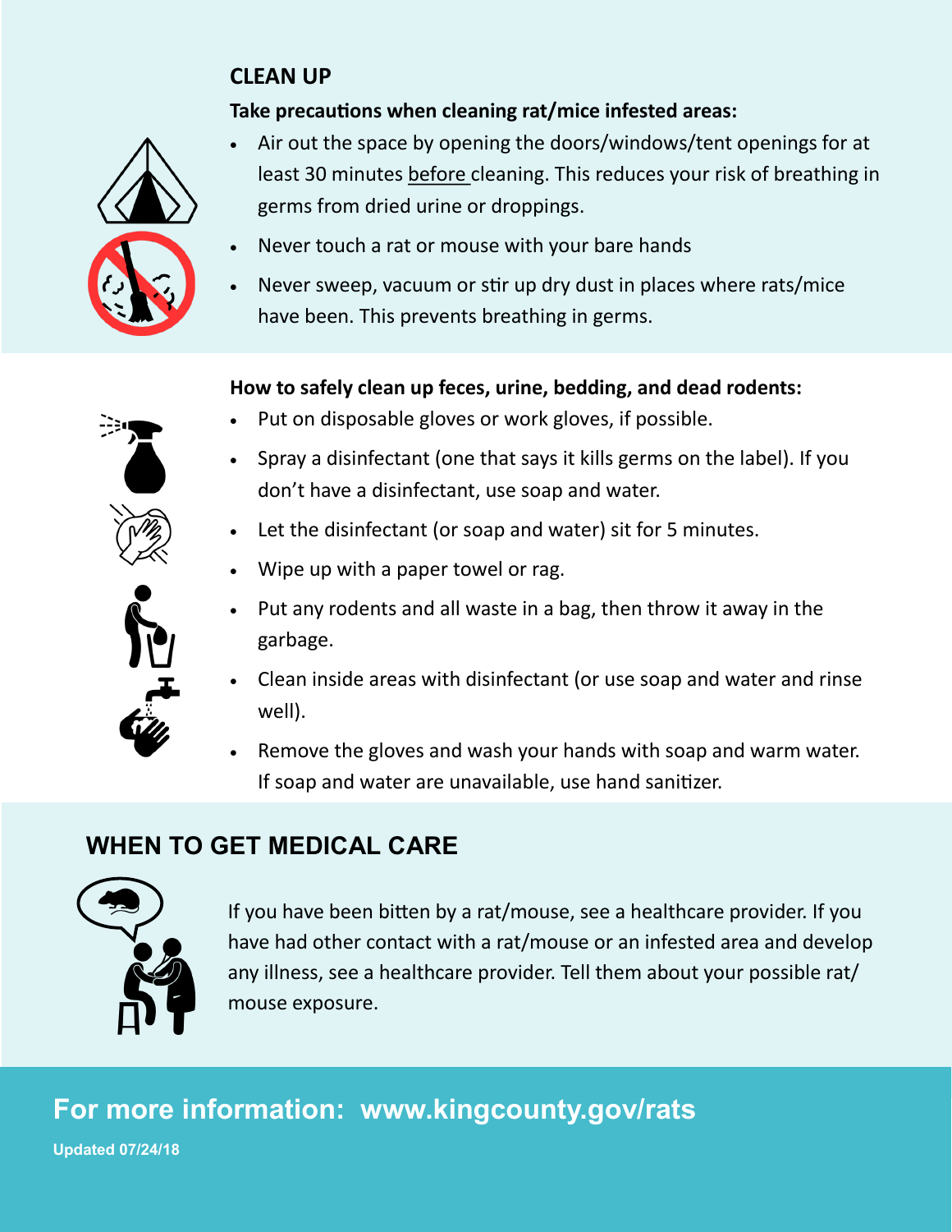## CLEAN UP

**Take precautions when cleaning rat/mice infested areas:**

- Air out the space by opening the doors/windows/tent openings for at least 30 minutes before cleaning. This reduces your risk of breathing in germs from dried urine or droppings.
- Never touch a rat or mouse with your bare hands
- Never sweep, vacuum or stir up dry dust in places where rats/mice have been. This prevents breathing in germs.

**How to safely clean up feces, urine, bedding, and dead rodents:**

- Put on disposable gloves or work gloves, if possible.
- Spray a disinfectant (one that says it kills germs on the label). If you don't have a disinfectant, use soap and water.
- Let the disinfectant (or soap and water) sit for 5 minutes.
- Wipe up with a paper towel or rag.
- Put any rodents and all waste in a bag, then throw it away in the garbage.
- Clean inside areas with disinfectant (or use soap and water and rinse well).
- Remove the gloves and wash your hands with soap and warm water. If soap and water are unavailable, use hand sanitizer.

## WHEN TO GET MEDICAL CARE

If you have been bitten by a rat/mouse, see a healthcare provider. If you have had other contact with a rat/mouse or an infested area and develop any illness, see a healthcare provider. Tell them about your possible rat/mouse exposure.

**For more information: www.kingcounty.gov/rats**

**Updated 07/24/18**